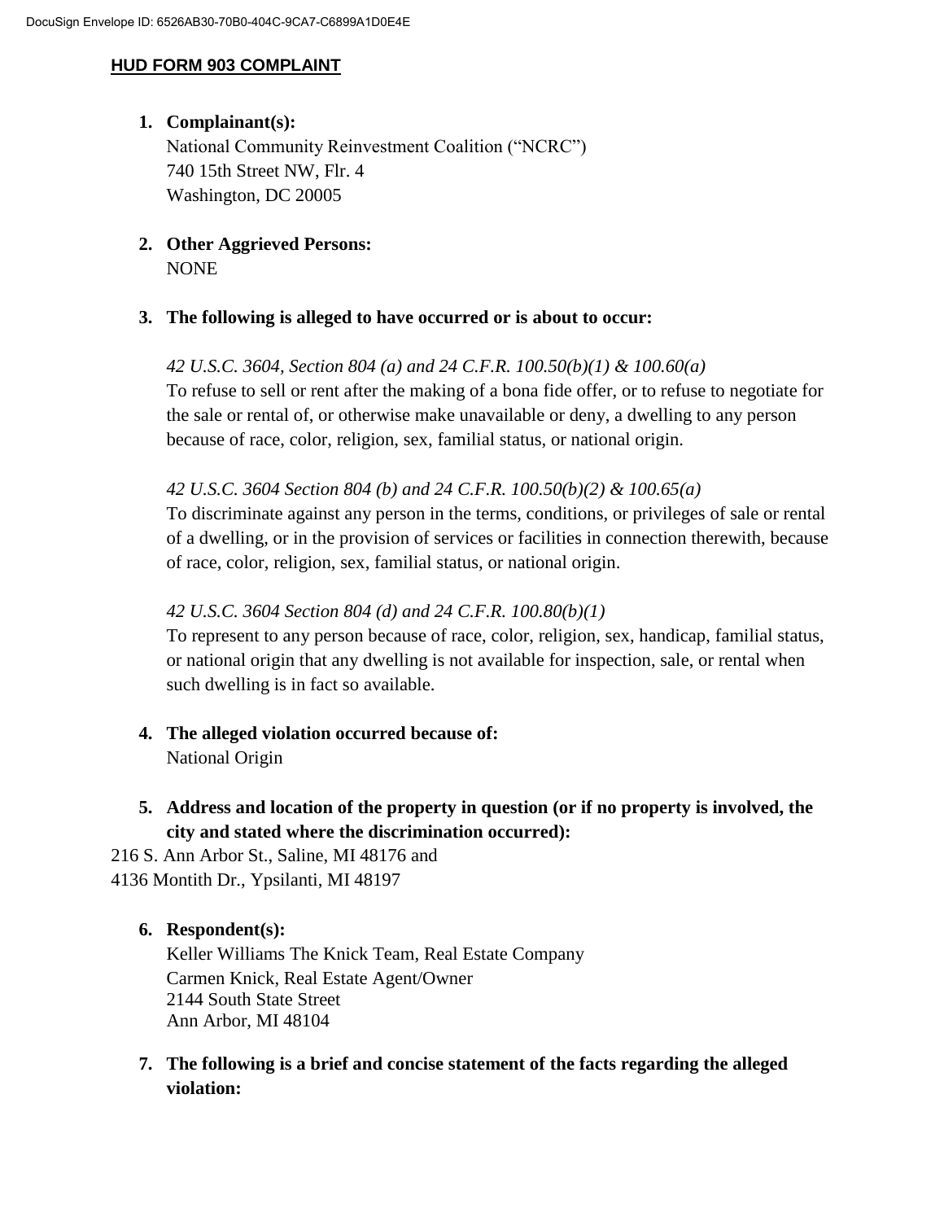DocuSign Envelope ID: 6526AB30-70B0-404C-9CA7-C6899A1D0E4E

## HUD FORM 903 COMPLAINT

1. **Complainant(s):**
   National Community Reinvestment Coalition ("NCRC")
   740 15th Street NW, Flr. 4
   Washington, DC 20005

2. **Other Aggrieved Persons:**
   NONE

3. **The following is alleged to have occurred or is about to occur:**

   *42 U.S.C. 3604, Section 804 (a) and 24 C.F.R. 100.50(b)(1) & 100.60(a)*
   To refuse to sell or rent after the making of a bona fide offer, or to refuse to negotiate for the sale or rental of, or otherwise make unavailable or deny, a dwelling to any person because of race, color, religion, sex, familial status, or national origin.

   *42 U.S.C. 3604 Section 804 (b) and 24 C.F.R. 100.50(b)(2) & 100.65(a)*
   To discriminate against any person in the terms, conditions, or privileges of sale or rental of a dwelling, or in the provision of services or facilities in connection therewith, because of race, color, religion, sex, familial status, or national origin.

   *42 U.S.C. 3604 Section 804 (d) and 24 C.F.R. 100.80(b)(1)*
   To represent to any person because of race, color, religion, sex, handicap, familial status, or national origin that any dwelling is not available for inspection, sale, or rental when such dwelling is in fact so available.

4. **The alleged violation occurred because of:**
   National Origin

5. **Address and location of the property in question (or if no property is involved, the city and stated where the discrimination occurred):**

216 S. Ann Arbor St., Saline, MI 48176 and
4136 Montith Dr., Ypsilanti, MI 48197

6. **Respondent(s):**
   Keller Williams The Knick Team, Real Estate Company
   Carmen Knick, Real Estate Agent/Owner
   2144 South State Street
   Ann Arbor, MI 48104

7. **The following is a brief and concise statement of the facts regarding the alleged violation:**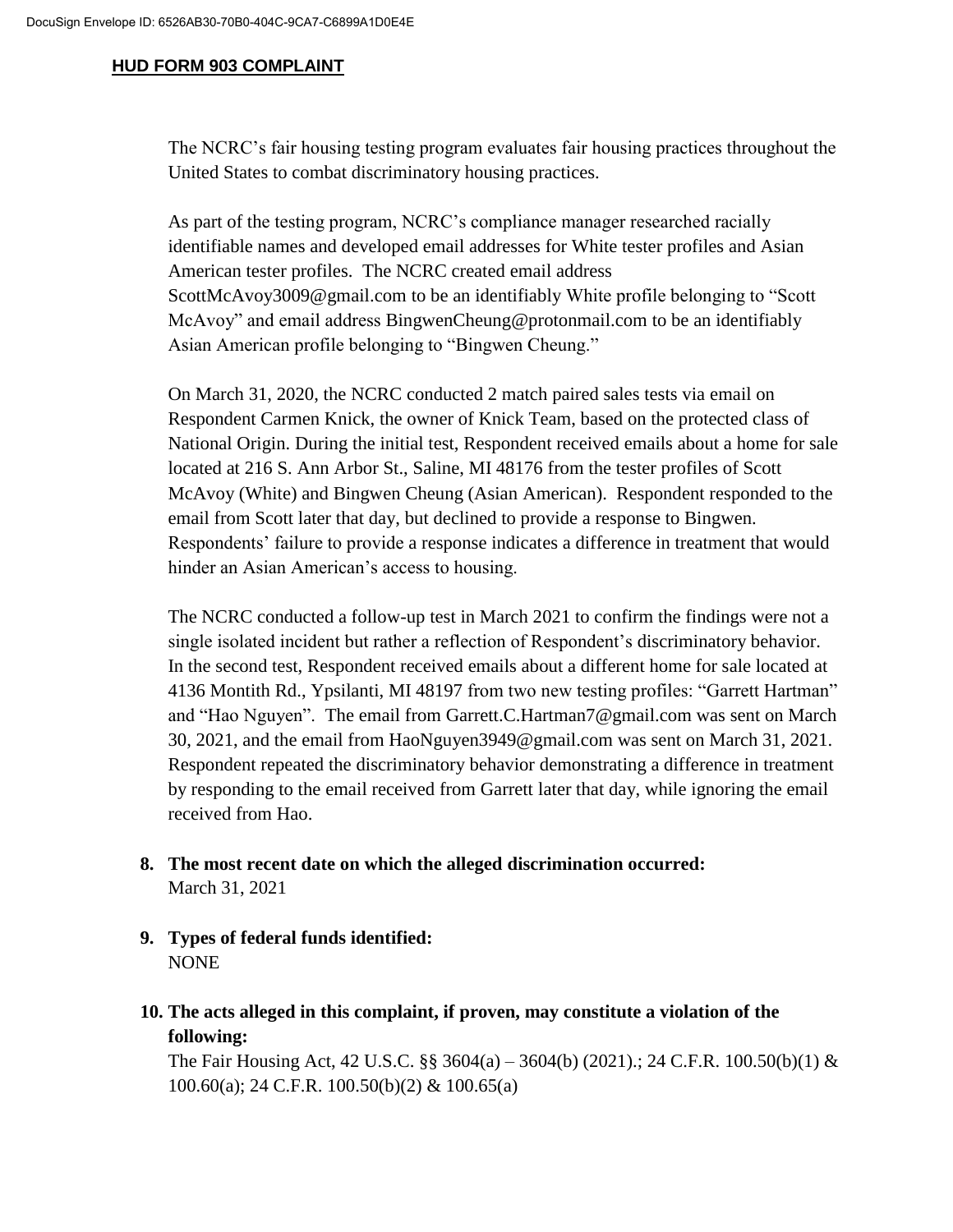**HUD FORM 903 COMPLAINT**

The NCRC's fair housing testing program evaluates fair housing practices throughout the United States to combat discriminatory housing practices.

As part of the testing program, NCRC's compliance manager researched racially identifiable names and developed email addresses for White tester profiles and Asian American tester profiles. The NCRC created email address ScottMcAvoy3009@gmail.com to be an identifiably White profile belonging to "Scott McAvoy" and email address BingwenCheung@protonmail.com to be an identifiably Asian American profile belonging to "Bingwen Cheung."

On March 31, 2020, the NCRC conducted 2 match paired sales tests via email on Respondent Carmen Knick, the owner of Knick Team, based on the protected class of National Origin. During the initial test, Respondent received emails about a home for sale located at 216 S. Ann Arbor St., Saline, MI 48176 from the tester profiles of Scott McAvoy (White) and Bingwen Cheung (Asian American). Respondent responded to the email from Scott later that day, but declined to provide a response to Bingwen. Respondents' failure to provide a response indicates a difference in treatment that would hinder an Asian American's access to housing.

The NCRC conducted a follow-up test in March 2021 to confirm the findings were not a single isolated incident but rather a reflection of Respondent's discriminatory behavior. In the second test, Respondent received emails about a different home for sale located at 4136 Montith Rd., Ypsilanti, MI 48197 from two new testing profiles: "Garrett Hartman" and "Hao Nguyen". The email from Garrett.C.Hartman7@gmail.com was sent on March 30, 2021, and the email from HaoNguyen3949@gmail.com was sent on March 31, 2021. Respondent repeated the discriminatory behavior demonstrating a difference in treatment by responding to the email received from Garrett later that day, while ignoring the email received from Hao.

8. **The most recent date on which the alleged discrimination occurred:**
   March 31, 2021

9. **Types of federal funds identified:**
   NONE

10. **The acts alleged in this complaint, if proven, may constitute a violation of the following:**
    The Fair Housing Act, 42 U.S.C. §§ 3604(a) – 3604(b) (2021).; 24 C.F.R. 100.50(b)(1) & 100.60(a); 24 C.F.R. 100.50(b)(2) & 100.65(a)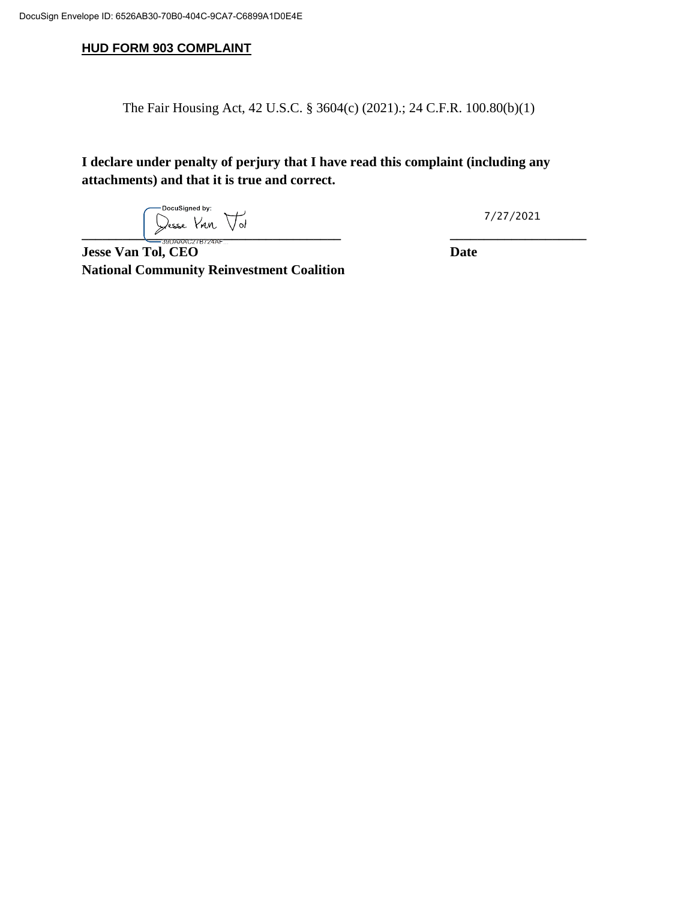DocuSign Envelope ID: 6526AB30-70B0-404C-9CA7-C6899A1D0E4E

**HUD FORM 903 COMPLAINT**

The Fair Housing Act, 42 U.S.C. § 3604(c) (2021).; 24 C.F.R. 100.80(b)(1)

**I declare under penalty of perjury that I have read this complaint (including any attachments) and that it is true and correct.**

DocuSigned by:
Jesse Van Tol
39DAAAC27B724AF...

7/27/2021

**Jesse Van Tol, CEO**
**National Community Reinvestment Coalition**

**Date**